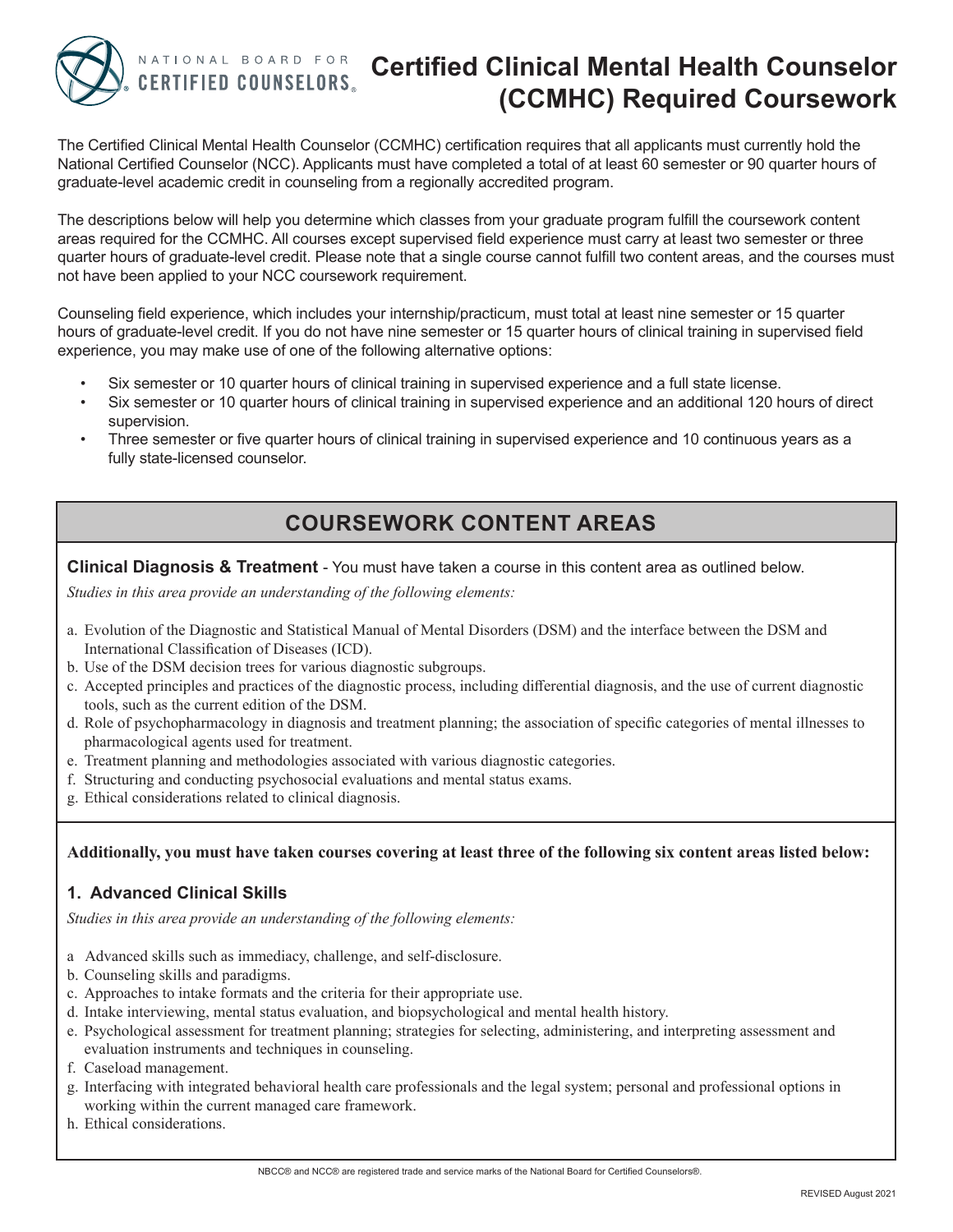# Certified Clinical Mental Health Counselor (CCMHC) Required Coursework

NATIONAL BOARD FOR CERTIFIED COUNSELORS®

The Certified Clinical Mental Health Counselor (CCMHC) certification requires that all applicants must currently hold the National Certified Counselor (NCC). Applicants must have completed a total of at least 60 semester or 90 quarter hours of graduate-level academic credit in counseling from a regionally accredited program.

The descriptions below will help you determine which classes from your graduate program fulfill the coursework content areas required for the CCMHC. All courses except supervised field experience must carry at least two semester or three quarter hours of graduate-level credit. Please note that a single course cannot fulfill two content areas, and the courses must not have been applied to your NCC coursework requirement.

Counseling field experience, which includes your internship/practicum, must total at least nine semester or 15 quarter hours of graduate-level credit. If you do not have nine semester or 15 quarter hours of clinical training in supervised field experience, you may make use of one of the following alternative options:

- Six semester or 10 quarter hours of clinical training in supervised experience and a full state license.
- Six semester or 10 quarter hours of clinical training in supervised experience and an additional 120 hours of direct supervision.
- Three semester or five quarter hours of clinical training in supervised experience and 10 continuous years as a fully state-licensed counselor.

## COURSEWORK CONTENT AREAS

**Clinical Diagnosis & Treatment** - You must have taken a course in this content area as outlined below.

*Studies in this area provide an understanding of the following elements:*

a. Evolution of the Diagnostic and Statistical Manual of Mental Disorders (DSM) and the interface between the DSM and International Classification of Diseases (ICD).
b. Use of the DSM decision trees for various diagnostic subgroups.
c. Accepted principles and practices of the diagnostic process, including differential diagnosis, and the use of current diagnostic tools, such as the current edition of the DSM.
d. Role of psychopharmacology in diagnosis and treatment planning; the association of specific categories of mental illnesses to pharmacological agents used for treatment.
e. Treatment planning and methodologies associated with various diagnostic categories.
f. Structuring and conducting psychosocial evaluations and mental status exams.
g. Ethical considerations related to clinical diagnosis.

**Additionally, you must have taken courses covering at least three of the following six content areas listed below:**

### 1. Advanced Clinical Skills

*Studies in this area provide an understanding of the following elements:*

a Advanced skills such as immediacy, challenge, and self-disclosure.
b. Counseling skills and paradigms.
c. Approaches to intake formats and the criteria for their appropriate use.
d. Intake interviewing, mental status evaluation, and biopsychological and mental health history.
e. Psychological assessment for treatment planning; strategies for selecting, administering, and interpreting assessment and evaluation instruments and techniques in counseling.
f. Caseload management.
g. Interfacing with integrated behavioral health care professionals and the legal system; personal and professional options in working within the current managed care framework.
h. Ethical considerations.

NBCC® and NCC® are registered trade and service marks of the National Board for Certified Counselors®.

REVISED August 2021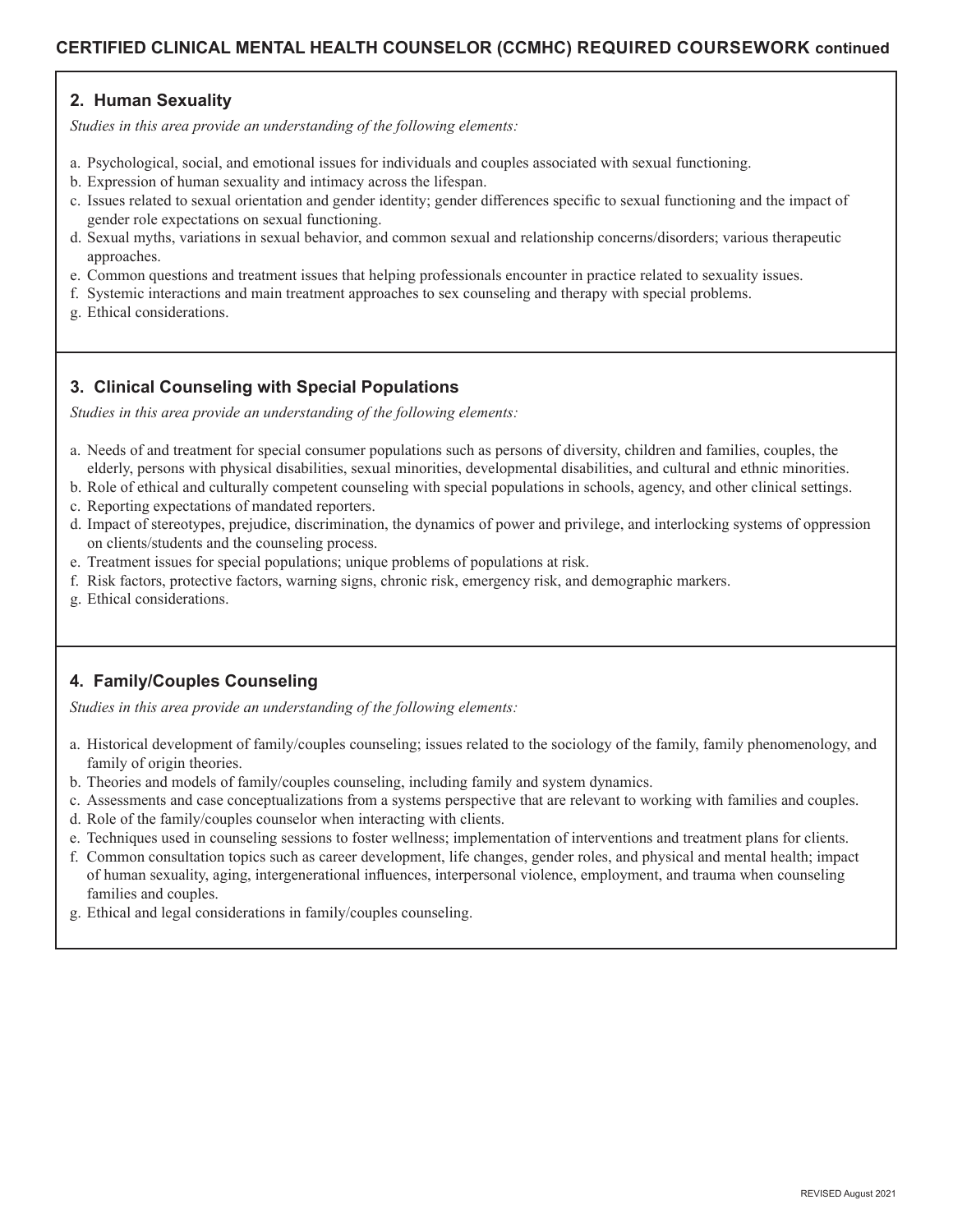## CERTIFIED CLINICAL MENTAL HEALTH COUNSELOR (CCMHC) REQUIRED COURSEWORK continued

### 2. Human Sexuality

*Studies in this area provide an understanding of the following elements:*

a. Psychological, social, and emotional issues for individuals and couples associated with sexual functioning.
b. Expression of human sexuality and intimacy across the lifespan.
c. Issues related to sexual orientation and gender identity; gender differences specific to sexual functioning and the impact of gender role expectations on sexual functioning.
d. Sexual myths, variations in sexual behavior, and common sexual and relationship concerns/disorders; various therapeutic approaches.
e. Common questions and treatment issues that helping professionals encounter in practice related to sexuality issues.
f. Systemic interactions and main treatment approaches to sex counseling and therapy with special problems.
g. Ethical considerations.

### 3. Clinical Counseling with Special Populations

*Studies in this area provide an understanding of the following elements:*

a. Needs of and treatment for special consumer populations such as persons of diversity, children and families, couples, the elderly, persons with physical disabilities, sexual minorities, developmental disabilities, and cultural and ethnic minorities.
b. Role of ethical and culturally competent counseling with special populations in schools, agency, and other clinical settings.
c. Reporting expectations of mandated reporters.
d. Impact of stereotypes, prejudice, discrimination, the dynamics of power and privilege, and interlocking systems of oppression on clients/students and the counseling process.
e. Treatment issues for special populations; unique problems of populations at risk.
f. Risk factors, protective factors, warning signs, chronic risk, emergency risk, and demographic markers.
g. Ethical considerations.

### 4. Family/Couples Counseling

*Studies in this area provide an understanding of the following elements:*

a. Historical development of family/couples counseling; issues related to the sociology of the family, family phenomenology, and family of origin theories.
b. Theories and models of family/couples counseling, including family and system dynamics.
c. Assessments and case conceptualizations from a systems perspective that are relevant to working with families and couples.
d. Role of the family/couples counselor when interacting with clients.
e. Techniques used in counseling sessions to foster wellness; implementation of interventions and treatment plans for clients.
f. Common consultation topics such as career development, life changes, gender roles, and physical and mental health; impact of human sexuality, aging, intergenerational influences, interpersonal violence, employment, and trauma when counseling families and couples.
g. Ethical and legal considerations in family/couples counseling.

REVISED August 2021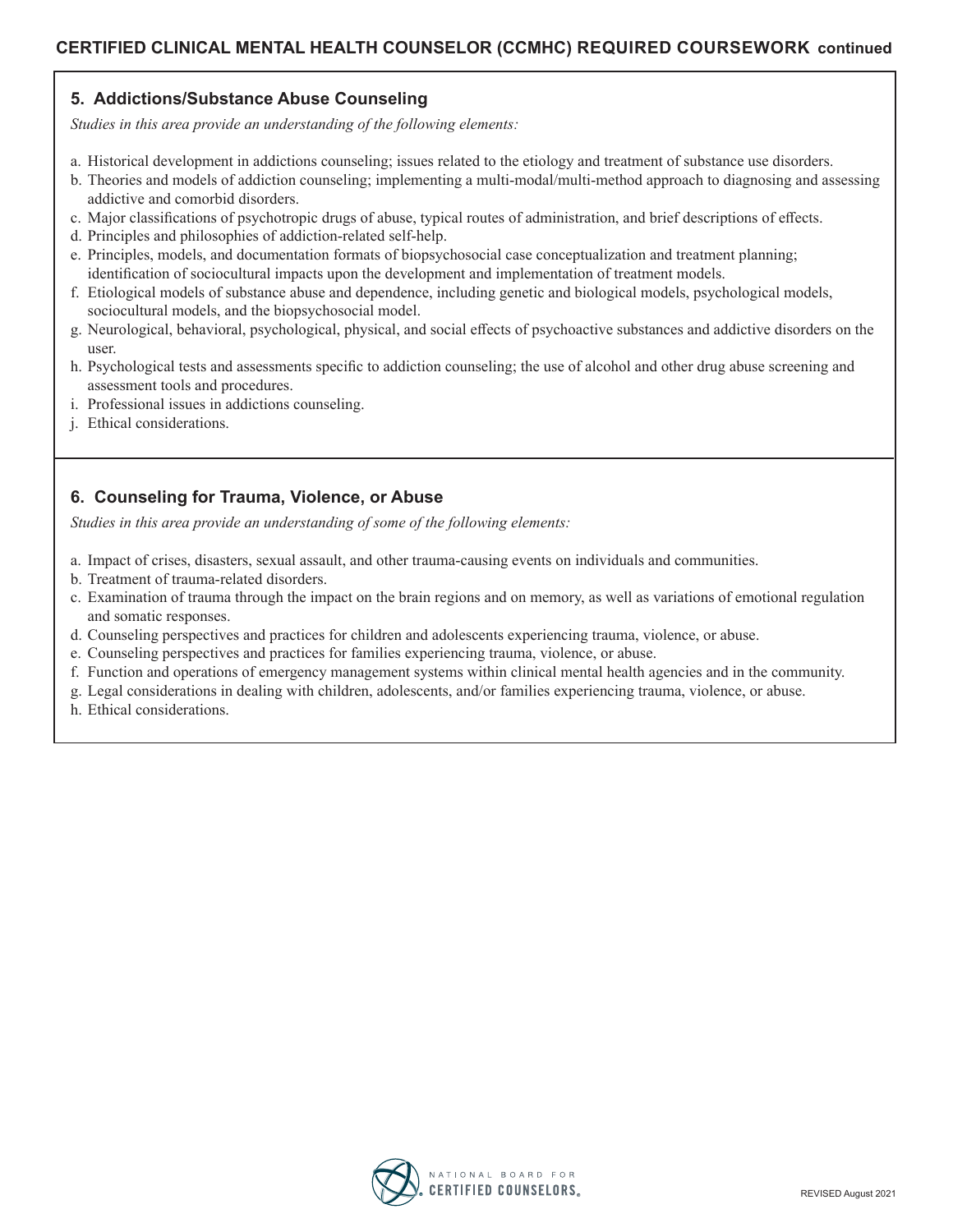## 5. Addictions/Substance Abuse Counseling

*Studies in this area provide an understanding of the following elements:*

a. Historical development in addictions counseling; issues related to the etiology and treatment of substance use disorders.
b. Theories and models of addiction counseling; implementing a multi-modal/multi-method approach to diagnosing and assessing addictive and comorbid disorders.
c. Major classifications of psychotropic drugs of abuse, typical routes of administration, and brief descriptions of effects.
d. Principles and philosophies of addiction-related self-help.
e. Principles, models, and documentation formats of biopsychosocial case conceptualization and treatment planning; identification of sociocultural impacts upon the development and implementation of treatment models.
f. Etiological models of substance abuse and dependence, including genetic and biological models, psychological models, sociocultural models, and the biopsychosocial model.
g. Neurological, behavioral, psychological, physical, and social effects of psychoactive substances and addictive disorders on the user.
h. Psychological tests and assessments specific to addiction counseling; the use of alcohol and other drug abuse screening and assessment tools and procedures.
i. Professional issues in addictions counseling.
j. Ethical considerations.

## 6. Counseling for Trauma, Violence, or Abuse

*Studies in this area provide an understanding of some of the following elements:*

a. Impact of crises, disasters, sexual assault, and other trauma-causing events on individuals and communities.
b. Treatment of trauma-related disorders.
c. Examination of trauma through the impact on the brain regions and on memory, as well as variations of emotional regulation and somatic responses.
d. Counseling perspectives and practices for children and adolescents experiencing trauma, violence, or abuse.
e. Counseling perspectives and practices for families experiencing trauma, violence, or abuse.
f. Function and operations of emergency management systems within clinical mental health agencies and in the community.
g. Legal considerations in dealing with children, adolescents, and/or families experiencing trauma, violence, or abuse.
h. Ethical considerations.